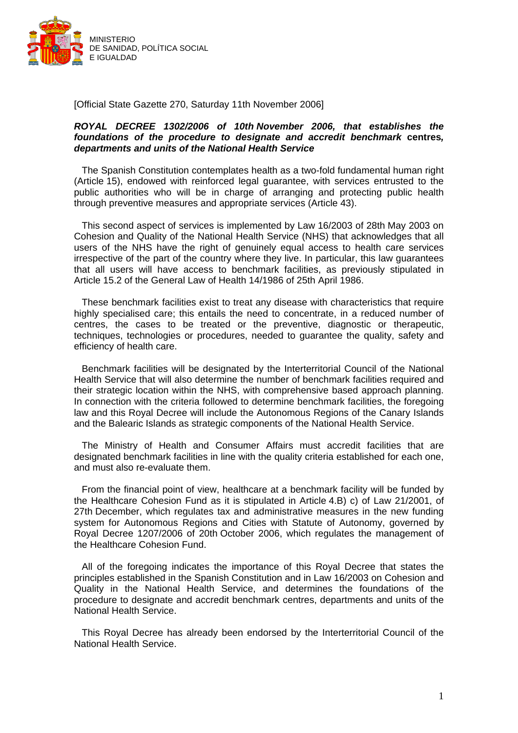MINISTERIO
DE SANIDAD, POLÍTICA SOCIAL
E IGUALDAD

[Official State Gazette 270, Saturday 11th November 2006]

***ROYAL DECREE 1302/2006 of 10th November 2006, that establishes the foundations of the procedure to designate and accredit benchmark* centres*, departments and units of the National Health Service***

The Spanish Constitution contemplates health as a two-fold fundamental human right (Article 15), endowed with reinforced legal guarantee, with services entrusted to the public authorities who will be in charge of arranging and protecting public health through preventive measures and appropriate services (Article 43).

This second aspect of services is implemented by Law 16/2003 of 28th May 2003 on Cohesion and Quality of the National Health Service (NHS) that acknowledges that all users of the NHS have the right of genuinely equal access to health care services irrespective of the part of the country where they live. In particular, this law guarantees that all users will have access to benchmark facilities, as previously stipulated in Article 15.2 of the General Law of Health 14/1986 of 25th April 1986.

These benchmark facilities exist to treat any disease with characteristics that require highly specialised care; this entails the need to concentrate, in a reduced number of centres, the cases to be treated or the preventive, diagnostic or therapeutic, techniques, technologies or procedures, needed to guarantee the quality, safety and efficiency of health care.

Benchmark facilities will be designated by the Interterritorial Council of the National Health Service that will also determine the number of benchmark facilities required and their strategic location within the NHS, with comprehensive based approach planning. In connection with the criteria followed to determine benchmark facilities, the foregoing law and this Royal Decree will include the Autonomous Regions of the Canary Islands and the Balearic Islands as strategic components of the National Health Service.

The Ministry of Health and Consumer Affairs must accredit facilities that are designated benchmark facilities in line with the quality criteria established for each one, and must also re-evaluate them.

From the financial point of view, healthcare at a benchmark facility will be funded by the Healthcare Cohesion Fund as it is stipulated in Article 4.B) c) of Law 21/2001, of 27th December, which regulates tax and administrative measures in the new funding system for Autonomous Regions and Cities with Statute of Autonomy, governed by Royal Decree 1207/2006 of 20th October 2006, which regulates the management of the Healthcare Cohesion Fund.

All of the foregoing indicates the importance of this Royal Decree that states the principles established in the Spanish Constitution and in Law 16/2003 on Cohesion and Quality in the National Health Service, and determines the foundations of the procedure to designate and accredit benchmark centres, departments and units of the National Health Service.

This Royal Decree has already been endorsed by the Interterritorial Council of the National Health Service.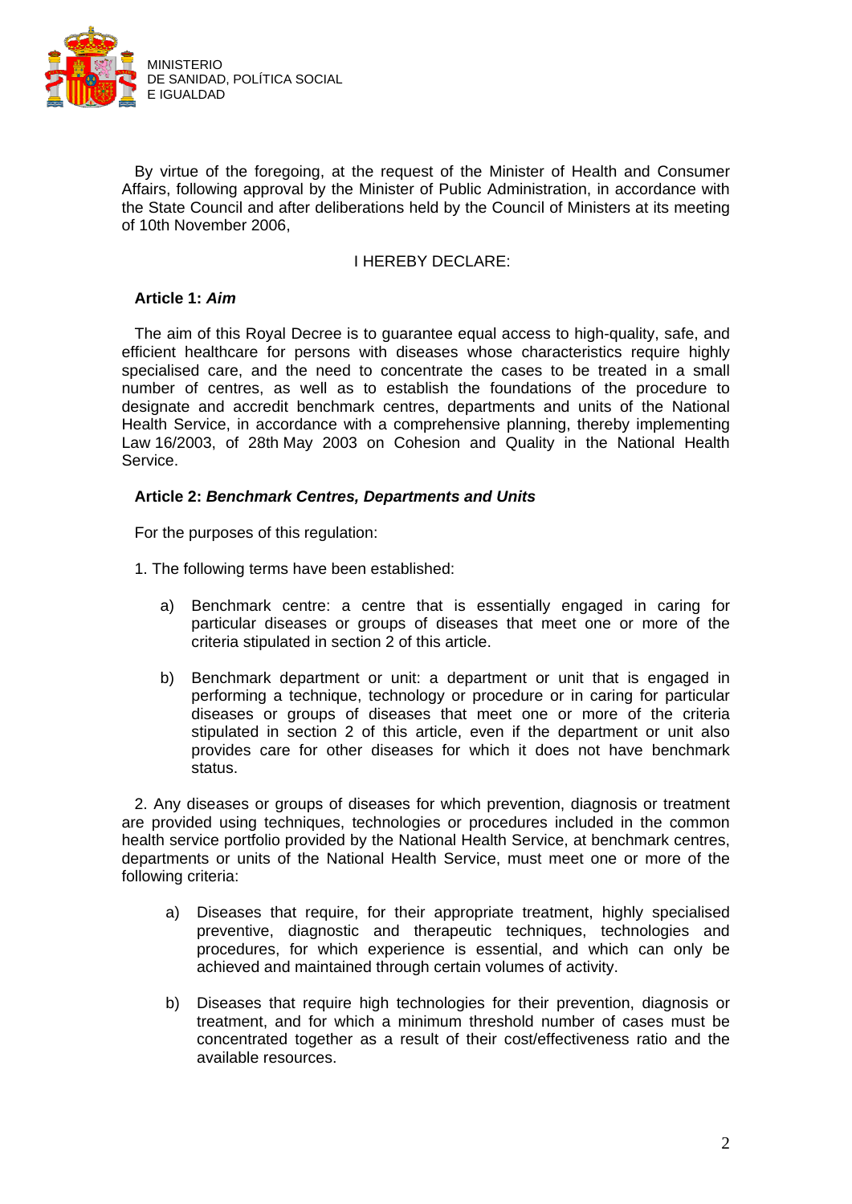By virtue of the foregoing, at the request of the Minister of Health and Consumer Affairs, following approval by the Minister of Public Administration, in accordance with the State Council and after deliberations held by the Council of Ministers at its meeting of 10th November 2006,

I HEREBY DECLARE:

**Article 1: *Aim***

The aim of this Royal Decree is to guarantee equal access to high-quality, safe, and efficient healthcare for persons with diseases whose characteristics require highly specialised care, and the need to concentrate the cases to be treated in a small number of centres, as well as to establish the foundations of the procedure to designate and accredit benchmark centres, departments and units of the National Health Service, in accordance with a comprehensive planning, thereby implementing Law 16/2003, of 28th May 2003 on Cohesion and Quality in the National Health Service.

**Article 2: *Benchmark Centres, Departments and Units***

For the purposes of this regulation:

1. The following terms have been established:

   a) Benchmark centre: a centre that is essentially engaged in caring for particular diseases or groups of diseases that meet one or more of the criteria stipulated in section 2 of this article.

   b) Benchmark department or unit: a department or unit that is engaged in performing a technique, technology or procedure or in caring for particular diseases or groups of diseases that meet one or more of the criteria stipulated in section 2 of this article, even if the department or unit also provides care for other diseases for which it does not have benchmark status.

2. Any diseases or groups of diseases for which prevention, diagnosis or treatment are provided using techniques, technologies or procedures included in the common health service portfolio provided by the National Health Service, at benchmark centres, departments or units of the National Health Service, must meet one or more of the following criteria:

   a) Diseases that require, for their appropriate treatment, highly specialised preventive, diagnostic and therapeutic techniques, technologies and procedures, for which experience is essential, and which can only be achieved and maintained through certain volumes of activity.

   b) Diseases that require high technologies for their prevention, diagnosis or treatment, and for which a minimum threshold number of cases must be concentrated together as a result of their cost/effectiveness ratio and the available resources.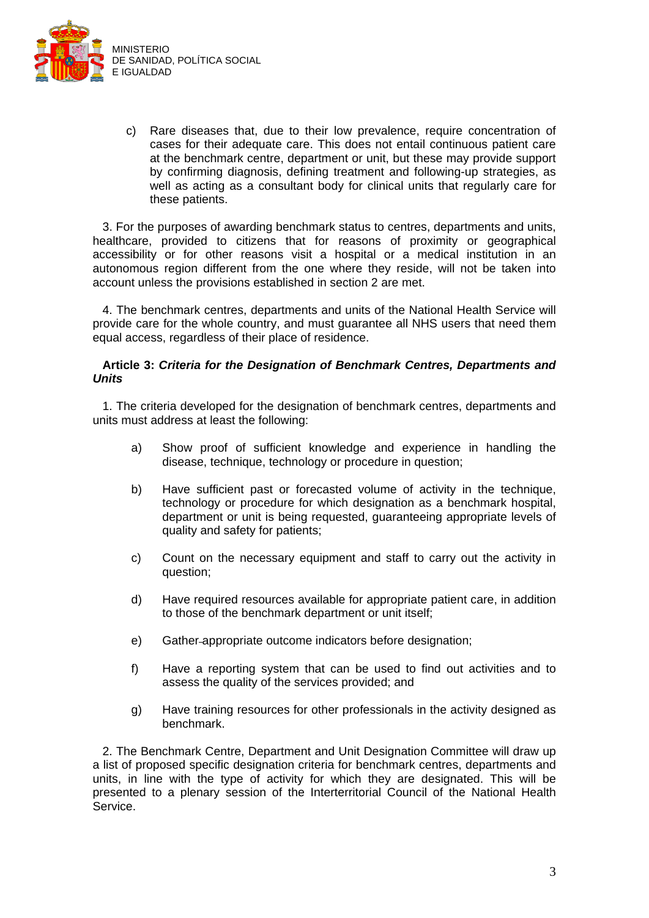c) Rare diseases that, due to their low prevalence, require concentration of cases for their adequate care. This does not entail continuous patient care at the benchmark centre, department or unit, but these may provide support by confirming diagnosis, defining treatment and following-up strategies, as well as acting as a consultant body for clinical units that regularly care for these patients.

3. For the purposes of awarding benchmark status to centres, departments and units, healthcare, provided to citizens that for reasons of proximity or geographical accessibility or for other reasons visit a hospital or a medical institution in an autonomous region different from the one where they reside, will not be taken into account unless the provisions established in section 2 are met.

4. The benchmark centres, departments and units of the National Health Service will provide care for the whole country, and must guarantee all NHS users that need them equal access, regardless of their place of residence.

**Article 3: *Criteria for the Designation of Benchmark Centres, Departments and Units***

1. The criteria developed for the designation of benchmark centres, departments and units must address at least the following:

a) Show proof of sufficient knowledge and experience in handling the disease, technique, technology or procedure in question;

b) Have sufficient past or forecasted volume of activity in the technique, technology or procedure for which designation as a benchmark hospital, department or unit is being requested, guaranteeing appropriate levels of quality and safety for patients;

c) Count on the necessary equipment and staff to carry out the activity in question;

d) Have required resources available for appropriate patient care, in addition to those of the benchmark department or unit itself;

e) Gather appropriate outcome indicators before designation;

f) Have a reporting system that can be used to find out activities and to assess the quality of the services provided; and

g) Have training resources for other professionals in the activity designed as benchmark.

2. The Benchmark Centre, Department and Unit Designation Committee will draw up a list of proposed specific designation criteria for benchmark centres, departments and units, in line with the type of activity for which they are designated. This will be presented to a plenary session of the Interterritorial Council of the National Health Service.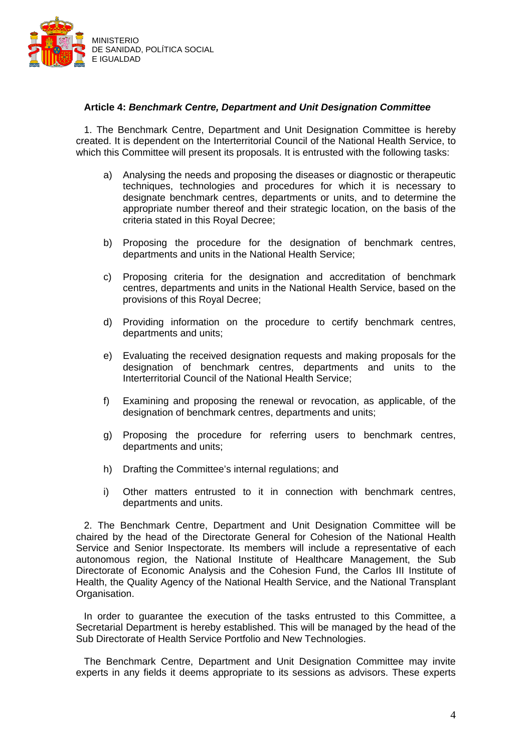**Article 4: *Benchmark Centre, Department and Unit Designation Committee***

1. The Benchmark Centre, Department and Unit Designation Committee is hereby created. It is dependent on the Interterritorial Council of the National Health Service, to which this Committee will present its proposals. It is entrusted with the following tasks:

a) Analysing the needs and proposing the diseases or diagnostic or therapeutic techniques, technologies and procedures for which it is necessary to designate benchmark centres, departments or units, and to determine the appropriate number thereof and their strategic location, on the basis of the criteria stated in this Royal Decree;

b) Proposing the procedure for the designation of benchmark centres, departments and units in the National Health Service;

c) Proposing criteria for the designation and accreditation of benchmark centres, departments and units in the National Health Service, based on the provisions of this Royal Decree;

d) Providing information on the procedure to certify benchmark centres, departments and units;

e) Evaluating the received designation requests and making proposals for the designation of benchmark centres, departments and units to the Interterritorial Council of the National Health Service;

f) Examining and proposing the renewal or revocation, as applicable, of the designation of benchmark centres, departments and units;

g) Proposing the procedure for referring users to benchmark centres, departments and units;

h) Drafting the Committee's internal regulations; and

i) Other matters entrusted to it in connection with benchmark centres, departments and units.

2. The Benchmark Centre, Department and Unit Designation Committee will be chaired by the head of the Directorate General for Cohesion of the National Health Service and Senior Inspectorate. Its members will include a representative of each autonomous region, the National Institute of Healthcare Management, the Sub Directorate of Economic Analysis and the Cohesion Fund, the Carlos III Institute of Health, the Quality Agency of the National Health Service, and the National Transplant Organisation.

In order to guarantee the execution of the tasks entrusted to this Committee, a Secretarial Department is hereby established. This will be managed by the head of the Sub Directorate of Health Service Portfolio and New Technologies.

The Benchmark Centre, Department and Unit Designation Committee may invite experts in any fields it deems appropriate to its sessions as advisors. These experts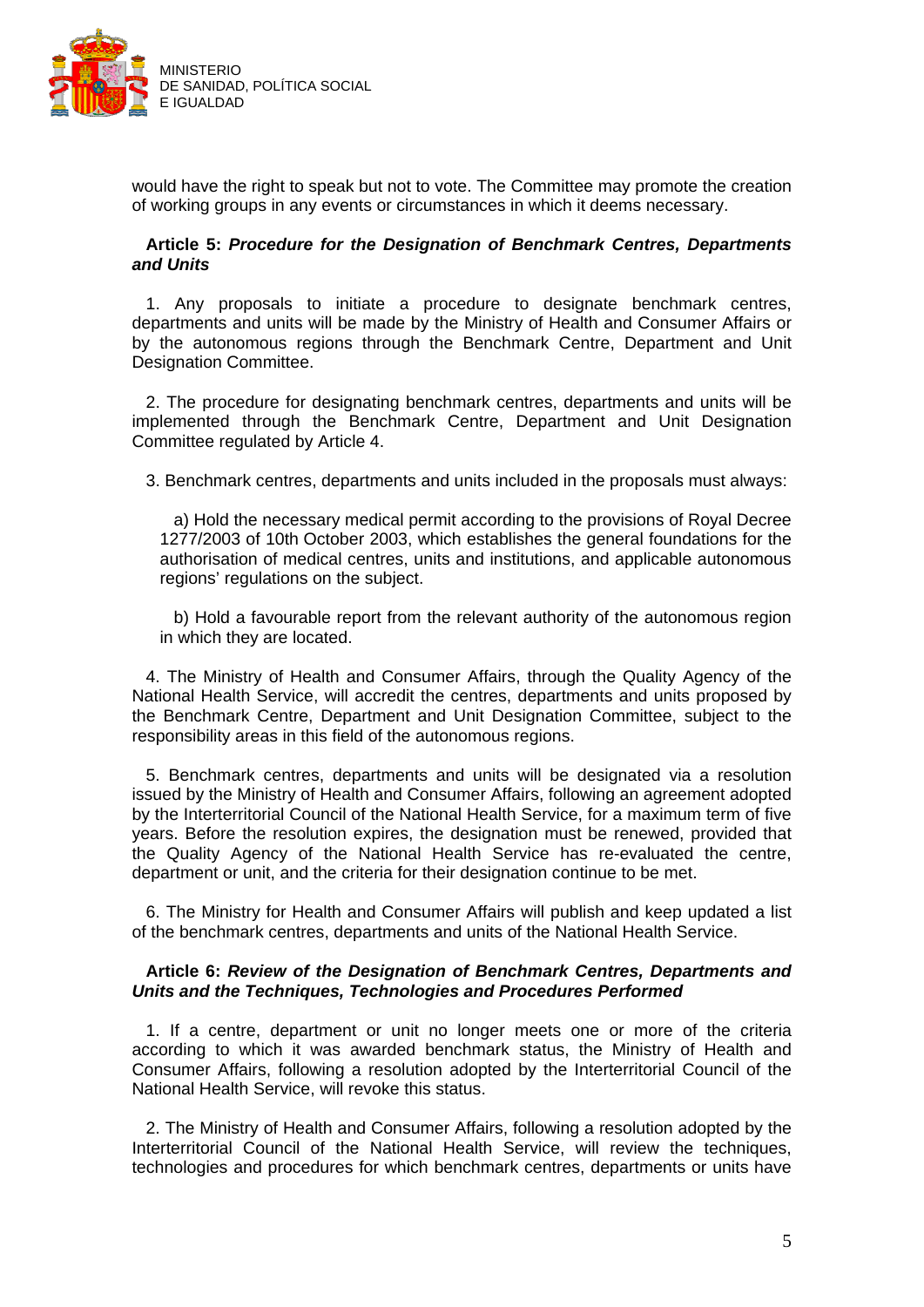would have the right to speak but not to vote. The Committee may promote the creation of working groups in any events or circumstances in which it deems necessary.

**Article 5:** ***Procedure for the Designation of Benchmark Centres, Departments and Units***

1. Any proposals to initiate a procedure to designate benchmark centres, departments and units will be made by the Ministry of Health and Consumer Affairs or by the autonomous regions through the Benchmark Centre, Department and Unit Designation Committee.

2. The procedure for designating benchmark centres, departments and units will be implemented through the Benchmark Centre, Department and Unit Designation Committee regulated by Article 4.

3. Benchmark centres, departments and units included in the proposals must always:

a) Hold the necessary medical permit according to the provisions of Royal Decree 1277/2003 of 10th October 2003, which establishes the general foundations for the authorisation of medical centres, units and institutions, and applicable autonomous regions' regulations on the subject.

b) Hold a favourable report from the relevant authority of the autonomous region in which they are located.

4. The Ministry of Health and Consumer Affairs, through the Quality Agency of the National Health Service, will accredit the centres, departments and units proposed by the Benchmark Centre, Department and Unit Designation Committee, subject to the responsibility areas in this field of the autonomous regions.

5. Benchmark centres, departments and units will be designated via a resolution issued by the Ministry of Health and Consumer Affairs, following an agreement adopted by the Interterritorial Council of the National Health Service, for a maximum term of five years. Before the resolution expires, the designation must be renewed, provided that the Quality Agency of the National Health Service has re-evaluated the centre, department or unit, and the criteria for their designation continue to be met.

6. The Ministry for Health and Consumer Affairs will publish and keep updated a list of the benchmark centres, departments and units of the National Health Service.

**Article 6:** ***Review of the Designation of Benchmark Centres, Departments and Units and the Techniques, Technologies and Procedures Performed***

1. If a centre, department or unit no longer meets one or more of the criteria according to which it was awarded benchmark status, the Ministry of Health and Consumer Affairs, following a resolution adopted by the Interterritorial Council of the National Health Service, will revoke this status.

2. The Ministry of Health and Consumer Affairs, following a resolution adopted by the Interterritorial Council of the National Health Service, will review the techniques, technologies and procedures for which benchmark centres, departments or units have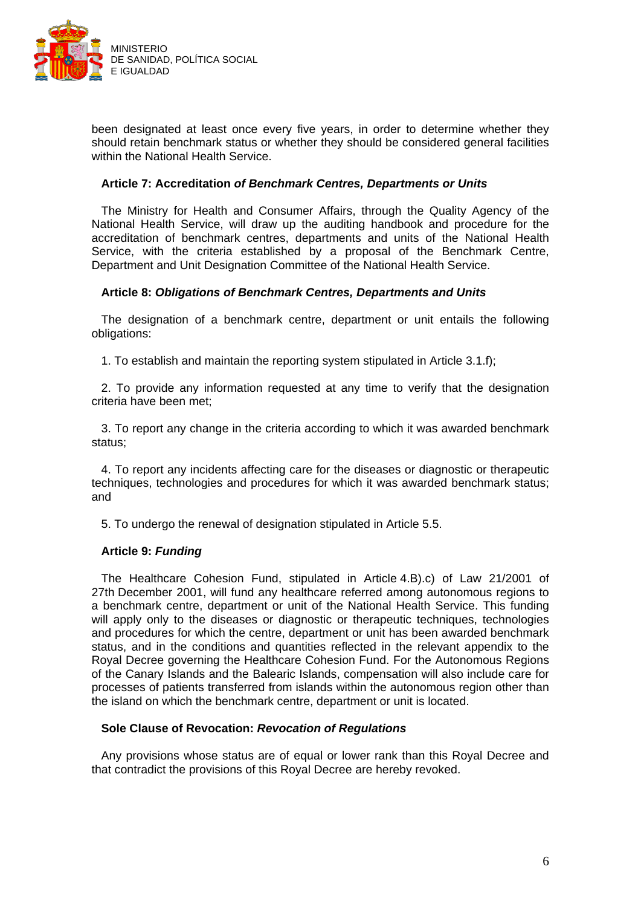been designated at least once every five years, in order to determine whether they should retain benchmark status or whether they should be considered general facilities within the National Health Service.

**Article 7: Accreditation *of Benchmark Centres, Departments or Units***

The Ministry for Health and Consumer Affairs, through the Quality Agency of the National Health Service, will draw up the auditing handbook and procedure for the accreditation of benchmark centres, departments and units of the National Health Service, with the criteria established by a proposal of the Benchmark Centre, Department and Unit Designation Committee of the National Health Service.

**Article 8: *Obligations of Benchmark Centres, Departments and Units***

The designation of a benchmark centre, department or unit entails the following obligations:

1. To establish and maintain the reporting system stipulated in Article 3.1.f);

2. To provide any information requested at any time to verify that the designation criteria have been met;

3. To report any change in the criteria according to which it was awarded benchmark status;

4. To report any incidents affecting care for the diseases or diagnostic or therapeutic techniques, technologies and procedures for which it was awarded benchmark status; and

5. To undergo the renewal of designation stipulated in Article 5.5.

**Article 9: *Funding***

The Healthcare Cohesion Fund, stipulated in Article 4.B).c) of Law 21/2001 of 27th December 2001, will fund any healthcare referred among autonomous regions to a benchmark centre, department or unit of the National Health Service. This funding will apply only to the diseases or diagnostic or therapeutic techniques, technologies and procedures for which the centre, department or unit has been awarded benchmark status, and in the conditions and quantities reflected in the relevant appendix to the Royal Decree governing the Healthcare Cohesion Fund. For the Autonomous Regions of the Canary Islands and the Balearic Islands, compensation will also include care for processes of patients transferred from islands within the autonomous region other than the island on which the benchmark centre, department or unit is located.

**Sole Clause of Revocation: *Revocation of Regulations***

Any provisions whose status are of equal or lower rank than this Royal Decree and that contradict the provisions of this Royal Decree are hereby revoked.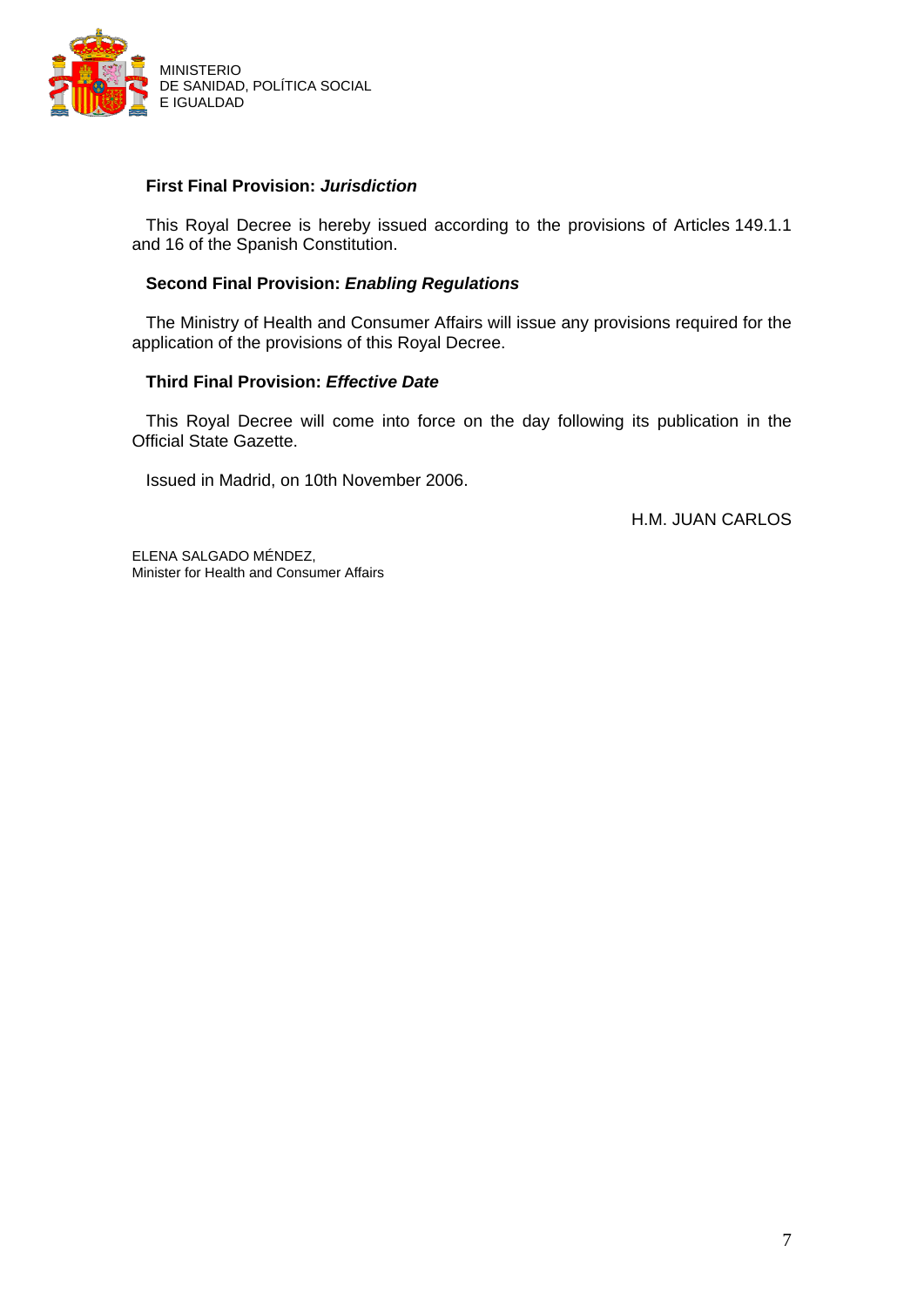MINISTERIO
DE SANIDAD, POLÍTICA SOCIAL
E IGUALDAD

**First Final Provision: *Jurisdiction***

This Royal Decree is hereby issued according to the provisions of Articles 149.1.1 and 16 of the Spanish Constitution.

**Second Final Provision: *Enabling Regulations***

The Ministry of Health and Consumer Affairs will issue any provisions required for the application of the provisions of this Royal Decree.

**Third Final Provision: *Effective Date***

This Royal Decree will come into force on the day following its publication in the Official State Gazette.

Issued in Madrid, on 10th November 2006.

H.M. JUAN CARLOS

ELENA SALGADO MÉNDEZ,
Minister for Health and Consumer Affairs